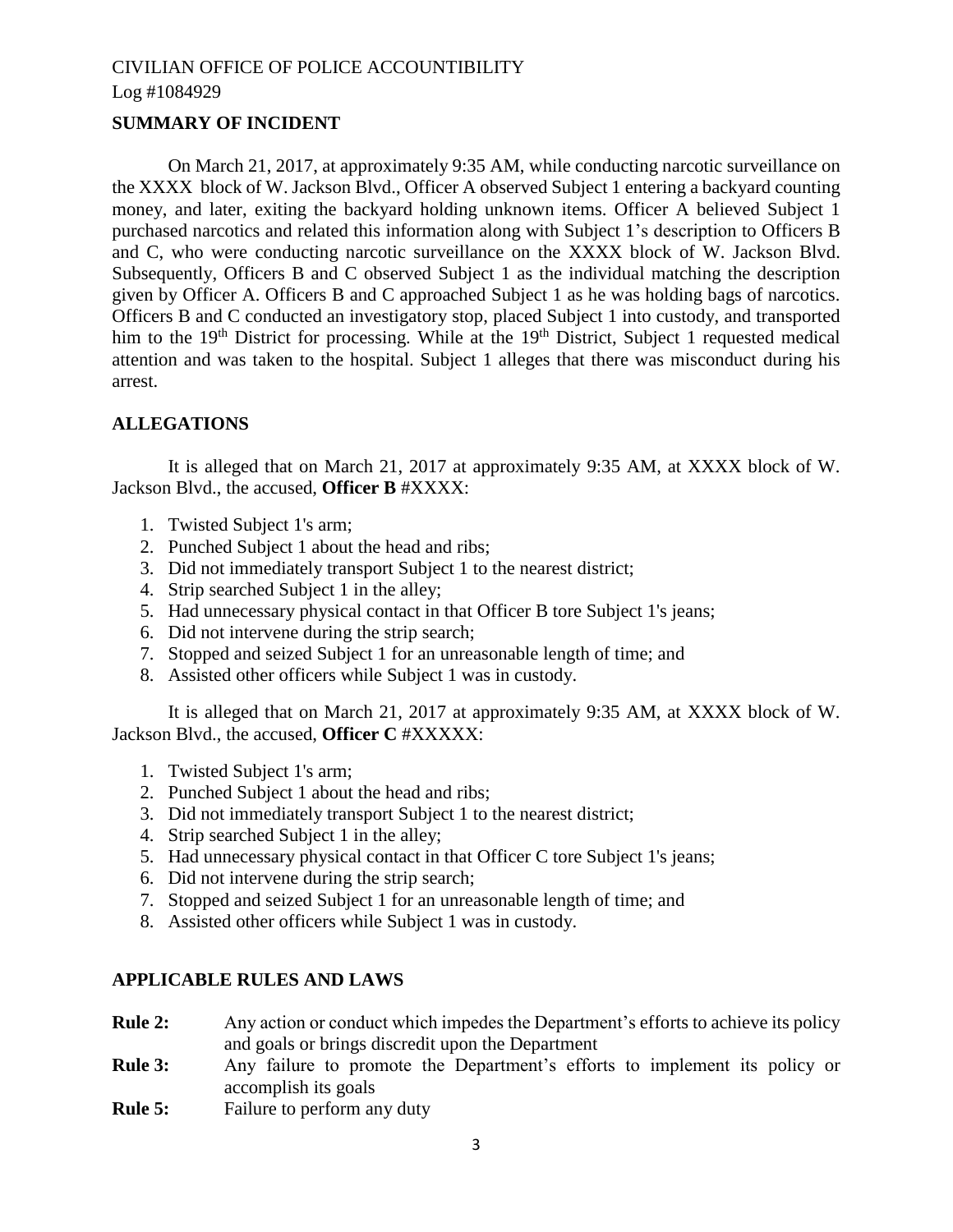CIVILIAN OFFICE OF POLICE ACCOUNTIBILITY

Log #1084929

## SUMMARY OF INCIDENT

On March 21, 2017, at approximately 9:35 AM, while conducting narcotic surveillance on the XXXX block of W. Jackson Blvd., Officer A observed Subject 1 entering a backyard counting money, and later, exiting the backyard holding unknown items. Officer A believed Subject 1 purchased narcotics and related this information along with Subject 1's description to Officers B and C, who were conducting narcotic surveillance on the XXXX block of W. Jackson Blvd. Subsequently, Officers B and C observed Subject 1 as the individual matching the description given by Officer A. Officers B and C approached Subject 1 as he was holding bags of narcotics. Officers B and C conducted an investigatory stop, placed Subject 1 into custody, and transported him to the 19th District for processing. While at the 19th District, Subject 1 requested medical attention and was taken to the hospital. Subject 1 alleges that there was misconduct during his arrest.

## ALLEGATIONS

It is alleged that on March 21, 2017 at approximately 9:35 AM, at XXXX block of W. Jackson Blvd., the accused, **Officer B** #XXXX:

1. Twisted Subject 1's arm;
2. Punched Subject 1 about the head and ribs;
3. Did not immediately transport Subject 1 to the nearest district;
4. Strip searched Subject 1 in the alley;
5. Had unnecessary physical contact in that Officer B tore Subject 1's jeans;
6. Did not intervene during the strip search;
7. Stopped and seized Subject 1 for an unreasonable length of time; and
8. Assisted other officers while Subject 1 was in custody.

It is alleged that on March 21, 2017 at approximately 9:35 AM, at XXXX block of W. Jackson Blvd., the accused, **Officer C** #XXXXX:

1. Twisted Subject 1's arm;
2. Punched Subject 1 about the head and ribs;
3. Did not immediately transport Subject 1 to the nearest district;
4. Strip searched Subject 1 in the alley;
5. Had unnecessary physical contact in that Officer C tore Subject 1's jeans;
6. Did not intervene during the strip search;
7. Stopped and seized Subject 1 for an unreasonable length of time; and
8. Assisted other officers while Subject 1 was in custody.

## APPLICABLE RULES AND LAWS

**Rule 2:** Any action or conduct which impedes the Department's efforts to achieve its policy and goals or brings discredit upon the Department

**Rule 3:** Any failure to promote the Department's efforts to implement its policy or accomplish its goals

**Rule 5:** Failure to perform any duty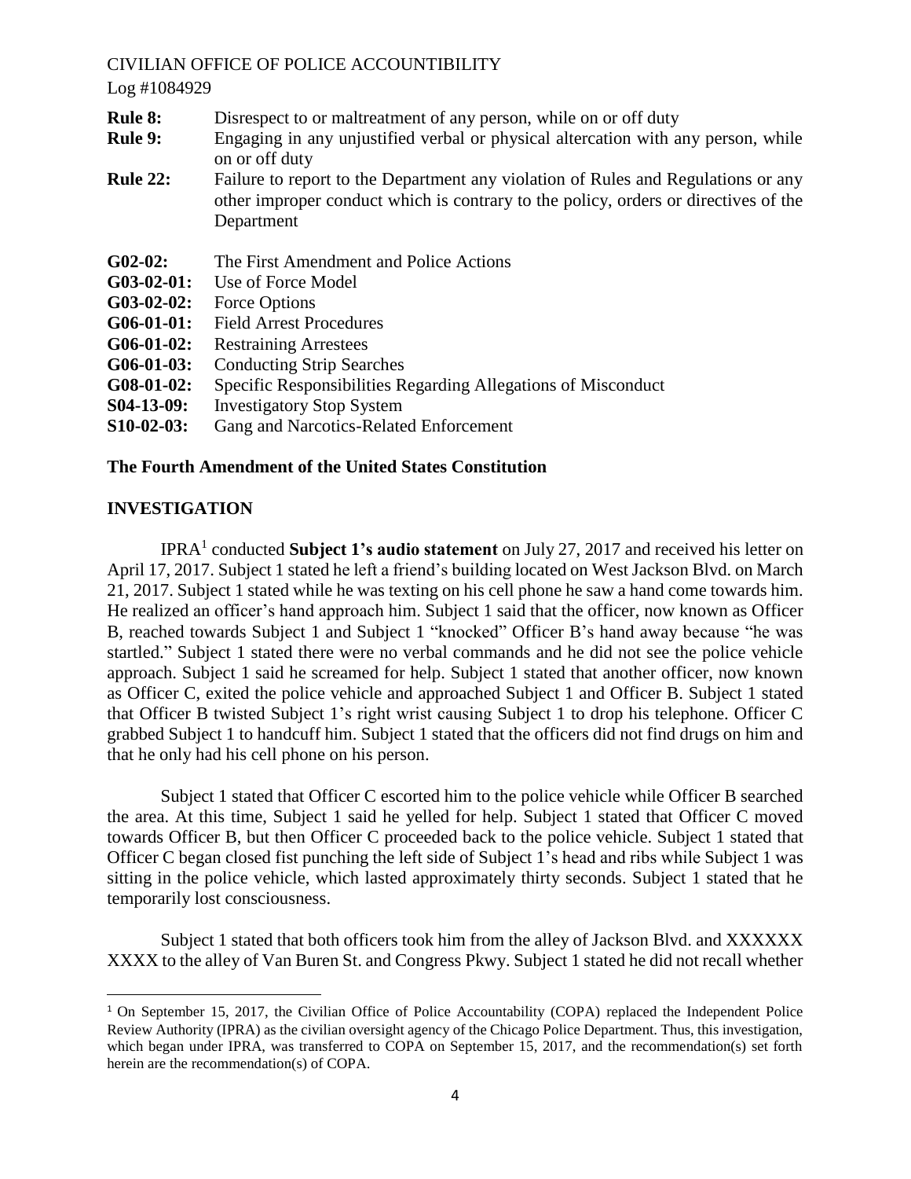| | |
|---|---|
| **Rule 8:** | Disrespect to or maltreatment of any person, while on or off duty |
| **Rule 9:** | Engaging in any unjustified verbal or physical altercation with any person, while on or off duty |
| **Rule 22:** | Failure to report to the Department any violation of Rules and Regulations or any other improper conduct which is contrary to the policy, orders or directives of the Department |

| | |
|---|---|
| **G02-02:** | The First Amendment and Police Actions |
| **G03-02-01:** | Use of Force Model |
| **G03-02-02:** | Force Options |
| **G06-01-01:** | Field Arrest Procedures |
| **G06-01-02:** | Restraining Arrestees |
| **G06-01-03:** | Conducting Strip Searches |
| **G08-01-02:** | Specific Responsibilities Regarding Allegations of Misconduct |
| **S04-13-09:** | Investigatory Stop System |
| **S10-02-03:** | Gang and Narcotics-Related Enforcement |

**The Fourth Amendment of the United States Constitution**

## INVESTIGATION

IPRA[1] conducted **Subject 1's audio statement** on July 27, 2017 and received his letter on April 17, 2017. Subject 1 stated he left a friend's building located on West Jackson Blvd. on March 21, 2017. Subject 1 stated while he was texting on his cell phone he saw a hand come towards him. He realized an officer's hand approach him. Subject 1 said that the officer, now known as Officer B, reached towards Subject 1 and Subject 1 "knocked" Officer B's hand away because "he was startled." Subject 1 stated there were no verbal commands and he did not see the police vehicle approach. Subject 1 said he screamed for help. Subject 1 stated that another officer, now known as Officer C, exited the police vehicle and approached Subject 1 and Officer B. Subject 1 stated that Officer B twisted Subject 1's right wrist causing Subject 1 to drop his telephone. Officer C grabbed Subject 1 to handcuff him. Subject 1 stated that the officers did not find drugs on him and that he only had his cell phone on his person.

Subject 1 stated that Officer C escorted him to the police vehicle while Officer B searched the area. At this time, Subject 1 said he yelled for help. Subject 1 stated that Officer C moved towards Officer B, but then Officer C proceeded back to the police vehicle. Subject 1 stated that Officer C began closed fist punching the left side of Subject 1's head and ribs while Subject 1 was sitting in the police vehicle, which lasted approximately thirty seconds. Subject 1 stated that he temporarily lost consciousness.

Subject 1 stated that both officers took him from the alley of Jackson Blvd. and XXXXXX XXXX to the alley of Van Buren St. and Congress Pkwy. Subject 1 stated he did not recall whether

---

[1] On September 15, 2017, the Civilian Office of Police Accountability (COPA) replaced the Independent Police Review Authority (IPRA) as the civilian oversight agency of the Chicago Police Department. Thus, this investigation, which began under IPRA, was transferred to COPA on September 15, 2017, and the recommendation(s) set forth herein are the recommendation(s) of COPA.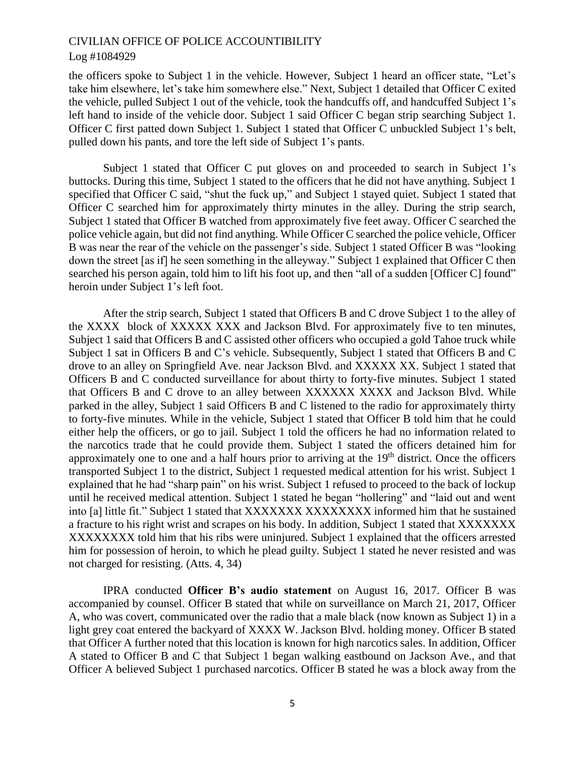the officers spoke to Subject 1 in the vehicle. However, Subject 1 heard an officer state, "Let's take him elsewhere, let's take him somewhere else." Next, Subject 1 detailed that Officer C exited the vehicle, pulled Subject 1 out of the vehicle, took the handcuffs off, and handcuffed Subject 1's left hand to inside of the vehicle door. Subject 1 said Officer C began strip searching Subject 1. Officer C first patted down Subject 1. Subject 1 stated that Officer C unbuckled Subject 1's belt, pulled down his pants, and tore the left side of Subject 1's pants.

Subject 1 stated that Officer C put gloves on and proceeded to search in Subject 1's buttocks. During this time, Subject 1 stated to the officers that he did not have anything. Subject 1 specified that Officer C said, "shut the fuck up," and Subject 1 stayed quiet. Subject 1 stated that Officer C searched him for approximately thirty minutes in the alley. During the strip search, Subject 1 stated that Officer B watched from approximately five feet away. Officer C searched the police vehicle again, but did not find anything. While Officer C searched the police vehicle, Officer B was near the rear of the vehicle on the passenger's side. Subject 1 stated Officer B was "looking down the street [as if] he seen something in the alleyway." Subject 1 explained that Officer C then searched his person again, told him to lift his foot up, and then "all of a sudden [Officer C] found" heroin under Subject 1's left foot.

After the strip search, Subject 1 stated that Officers B and C drove Subject 1 to the alley of the XXXX block of XXXXX XXX and Jackson Blvd. For approximately five to ten minutes, Subject 1 said that Officers B and C assisted other officers who occupied a gold Tahoe truck while Subject 1 sat in Officers B and C's vehicle. Subsequently, Subject 1 stated that Officers B and C drove to an alley on Springfield Ave. near Jackson Blvd. and XXXXX XX. Subject 1 stated that Officers B and C conducted surveillance for about thirty to forty-five minutes. Subject 1 stated that Officers B and C drove to an alley between XXXXXX XXXX and Jackson Blvd. While parked in the alley, Subject 1 said Officers B and C listened to the radio for approximately thirty to forty-five minutes. While in the vehicle, Subject 1 stated that Officer B told him that he could either help the officers, or go to jail. Subject 1 told the officers he had no information related to the narcotics trade that he could provide them. Subject 1 stated the officers detained him for approximately one to one and a half hours prior to arriving at the 19th district. Once the officers transported Subject 1 to the district, Subject 1 requested medical attention for his wrist. Subject 1 explained that he had "sharp pain" on his wrist. Subject 1 refused to proceed to the back of lockup until he received medical attention. Subject 1 stated he began "hollering" and "laid out and went into [a] little fit." Subject 1 stated that XXXXXXX XXXXXXXX informed him that he sustained a fracture to his right wrist and scrapes on his body. In addition, Subject 1 stated that XXXXXXX XXXXXXXX told him that his ribs were uninjured. Subject 1 explained that the officers arrested him for possession of heroin, to which he plead guilty. Subject 1 stated he never resisted and was not charged for resisting. (Atts. 4, 34)

IPRA conducted **Officer B's audio statement** on August 16, 2017. Officer B was accompanied by counsel. Officer B stated that while on surveillance on March 21, 2017, Officer A, who was covert, communicated over the radio that a male black (now known as Subject 1) in a light grey coat entered the backyard of XXXX W. Jackson Blvd. holding money. Officer B stated that Officer A further noted that this location is known for high narcotics sales. In addition, Officer A stated to Officer B and C that Subject 1 began walking eastbound on Jackson Ave., and that Officer A believed Subject 1 purchased narcotics. Officer B stated he was a block away from the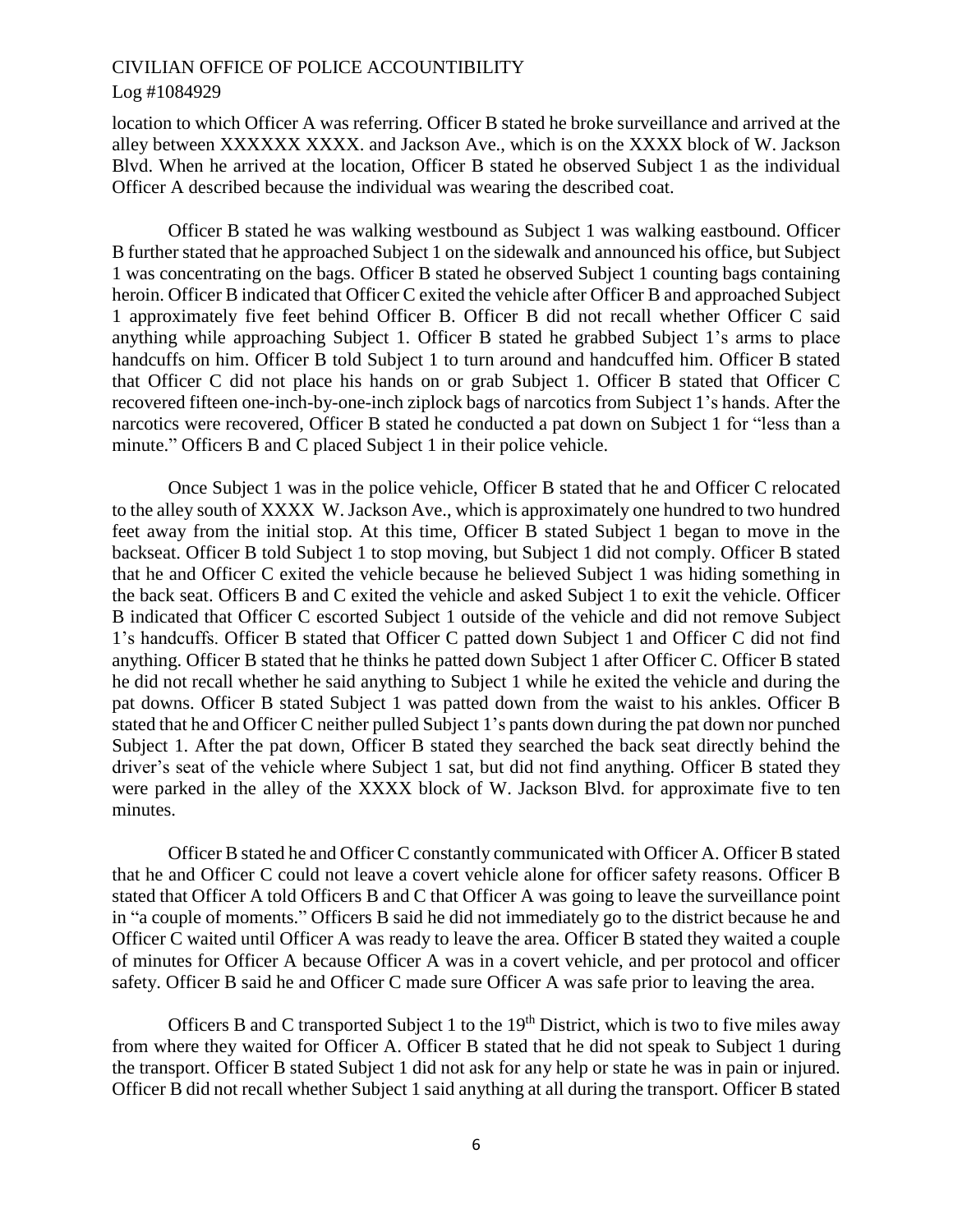location to which Officer A was referring. Officer B stated he broke surveillance and arrived at the alley between XXXXXX XXXX. and Jackson Ave., which is on the XXXX block of W. Jackson Blvd. When he arrived at the location, Officer B stated he observed Subject 1 as the individual Officer A described because the individual was wearing the described coat.

Officer B stated he was walking westbound as Subject 1 was walking eastbound. Officer B further stated that he approached Subject 1 on the sidewalk and announced his office, but Subject 1 was concentrating on the bags. Officer B stated he observed Subject 1 counting bags containing heroin. Officer B indicated that Officer C exited the vehicle after Officer B and approached Subject 1 approximately five feet behind Officer B. Officer B did not recall whether Officer C said anything while approaching Subject 1. Officer B stated he grabbed Subject 1's arms to place handcuffs on him. Officer B told Subject 1 to turn around and handcuffed him. Officer B stated that Officer C did not place his hands on or grab Subject 1. Officer B stated that Officer C recovered fifteen one-inch-by-one-inch ziplock bags of narcotics from Subject 1's hands. After the narcotics were recovered, Officer B stated he conducted a pat down on Subject 1 for "less than a minute." Officers B and C placed Subject 1 in their police vehicle.

Once Subject 1 was in the police vehicle, Officer B stated that he and Officer C relocated to the alley south of XXXX W. Jackson Ave., which is approximately one hundred to two hundred feet away from the initial stop. At this time, Officer B stated Subject 1 began to move in the backseat. Officer B told Subject 1 to stop moving, but Subject 1 did not comply. Officer B stated that he and Officer C exited the vehicle because he believed Subject 1 was hiding something in the back seat. Officers B and C exited the vehicle and asked Subject 1 to exit the vehicle. Officer B indicated that Officer C escorted Subject 1 outside of the vehicle and did not remove Subject 1's handcuffs. Officer B stated that Officer C patted down Subject 1 and Officer C did not find anything. Officer B stated that he thinks he patted down Subject 1 after Officer C. Officer B stated he did not recall whether he said anything to Subject 1 while he exited the vehicle and during the pat downs. Officer B stated Subject 1 was patted down from the waist to his ankles. Officer B stated that he and Officer C neither pulled Subject 1's pants down during the pat down nor punched Subject 1. After the pat down, Officer B stated they searched the back seat directly behind the driver's seat of the vehicle where Subject 1 sat, but did not find anything. Officer B stated they were parked in the alley of the XXXX block of W. Jackson Blvd. for approximate five to ten minutes.

Officer B stated he and Officer C constantly communicated with Officer A. Officer B stated that he and Officer C could not leave a covert vehicle alone for officer safety reasons. Officer B stated that Officer A told Officers B and C that Officer A was going to leave the surveillance point in "a couple of moments." Officers B said he did not immediately go to the district because he and Officer C waited until Officer A was ready to leave the area. Officer B stated they waited a couple of minutes for Officer A because Officer A was in a covert vehicle, and per protocol and officer safety. Officer B said he and Officer C made sure Officer A was safe prior to leaving the area.

Officers B and C transported Subject 1 to the 19th District, which is two to five miles away from where they waited for Officer A. Officer B stated that he did not speak to Subject 1 during the transport. Officer B stated Subject 1 did not ask for any help or state he was in pain or injured. Officer B did not recall whether Subject 1 said anything at all during the transport. Officer B stated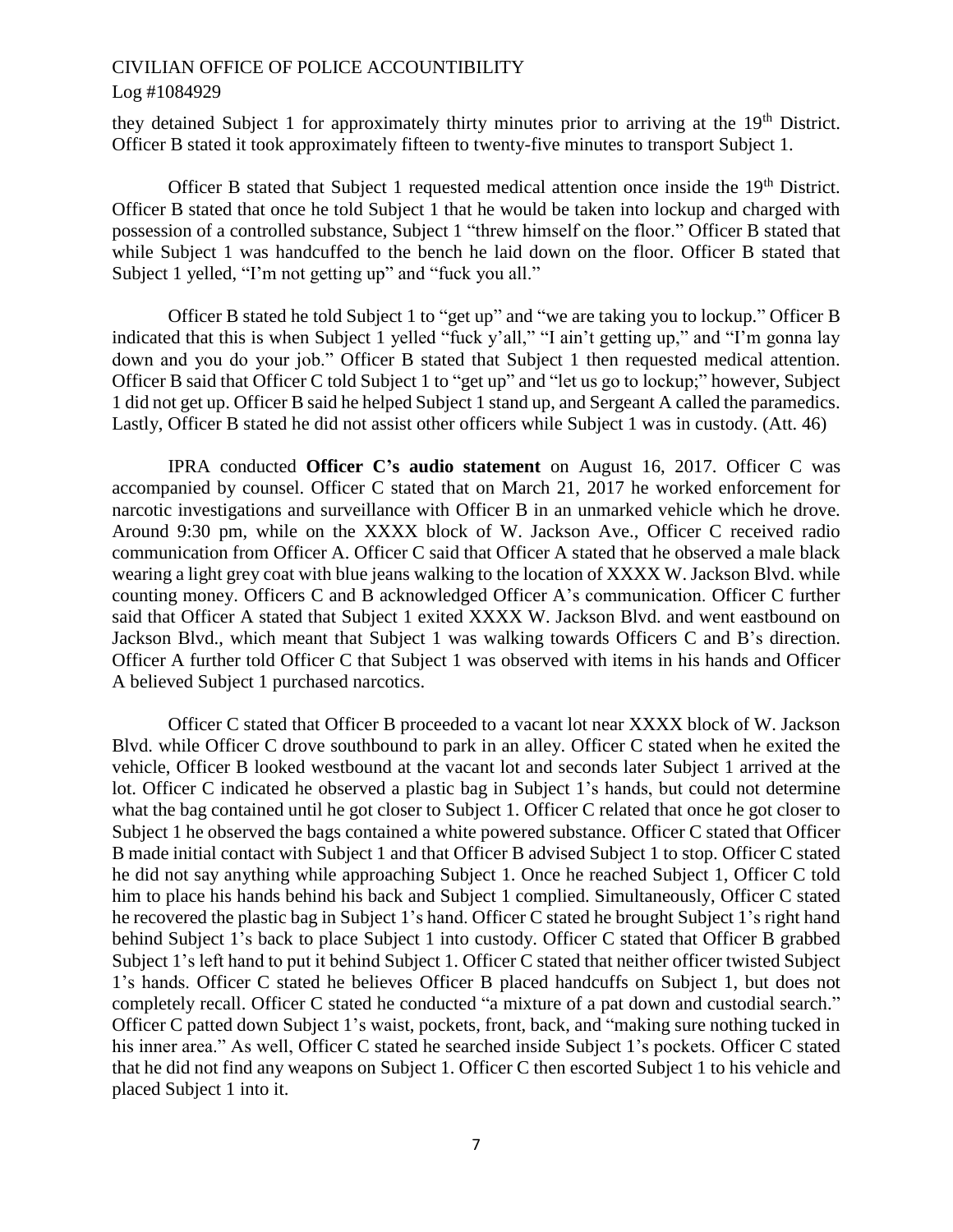they detained Subject 1 for approximately thirty minutes prior to arriving at the 19th District. Officer B stated it took approximately fifteen to twenty-five minutes to transport Subject 1.

Officer B stated that Subject 1 requested medical attention once inside the 19th District. Officer B stated that once he told Subject 1 that he would be taken into lockup and charged with possession of a controlled substance, Subject 1 "threw himself on the floor." Officer B stated that while Subject 1 was handcuffed to the bench he laid down on the floor. Officer B stated that Subject 1 yelled, "I'm not getting up" and "fuck you all."

Officer B stated he told Subject 1 to "get up" and "we are taking you to lockup." Officer B indicated that this is when Subject 1 yelled "fuck y'all," "I ain't getting up," and "I'm gonna lay down and you do your job." Officer B stated that Subject 1 then requested medical attention. Officer B said that Officer C told Subject 1 to "get up" and "let us go to lockup;" however, Subject 1 did not get up. Officer B said he helped Subject 1 stand up, and Sergeant A called the paramedics. Lastly, Officer B stated he did not assist other officers while Subject 1 was in custody. (Att. 46)

IPRA conducted **Officer C's audio statement** on August 16, 2017. Officer C was accompanied by counsel. Officer C stated that on March 21, 2017 he worked enforcement for narcotic investigations and surveillance with Officer B in an unmarked vehicle which he drove. Around 9:30 pm, while on the XXXX block of W. Jackson Ave., Officer C received radio communication from Officer A. Officer C said that Officer A stated that he observed a male black wearing a light grey coat with blue jeans walking to the location of XXXX W. Jackson Blvd. while counting money. Officers C and B acknowledged Officer A's communication. Officer C further said that Officer A stated that Subject 1 exited XXXX W. Jackson Blvd. and went eastbound on Jackson Blvd., which meant that Subject 1 was walking towards Officers C and B's direction. Officer A further told Officer C that Subject 1 was observed with items in his hands and Officer A believed Subject 1 purchased narcotics.

Officer C stated that Officer B proceeded to a vacant lot near XXXX block of W. Jackson Blvd. while Officer C drove southbound to park in an alley. Officer C stated when he exited the vehicle, Officer B looked westbound at the vacant lot and seconds later Subject 1 arrived at the lot. Officer C indicated he observed a plastic bag in Subject 1's hands, but could not determine what the bag contained until he got closer to Subject 1. Officer C related that once he got closer to Subject 1 he observed the bags contained a white powered substance. Officer C stated that Officer B made initial contact with Subject 1 and that Officer B advised Subject 1 to stop. Officer C stated he did not say anything while approaching Subject 1. Once he reached Subject 1, Officer C told him to place his hands behind his back and Subject 1 complied. Simultaneously, Officer C stated he recovered the plastic bag in Subject 1's hand. Officer C stated he brought Subject 1's right hand behind Subject 1's back to place Subject 1 into custody. Officer C stated that Officer B grabbed Subject 1's left hand to put it behind Subject 1. Officer C stated that neither officer twisted Subject 1's hands. Officer C stated he believes Officer B placed handcuffs on Subject 1, but does not completely recall. Officer C stated he conducted "a mixture of a pat down and custodial search." Officer C patted down Subject 1's waist, pockets, front, back, and "making sure nothing tucked in his inner area." As well, Officer C stated he searched inside Subject 1's pockets. Officer C stated that he did not find any weapons on Subject 1. Officer C then escorted Subject 1 to his vehicle and placed Subject 1 into it.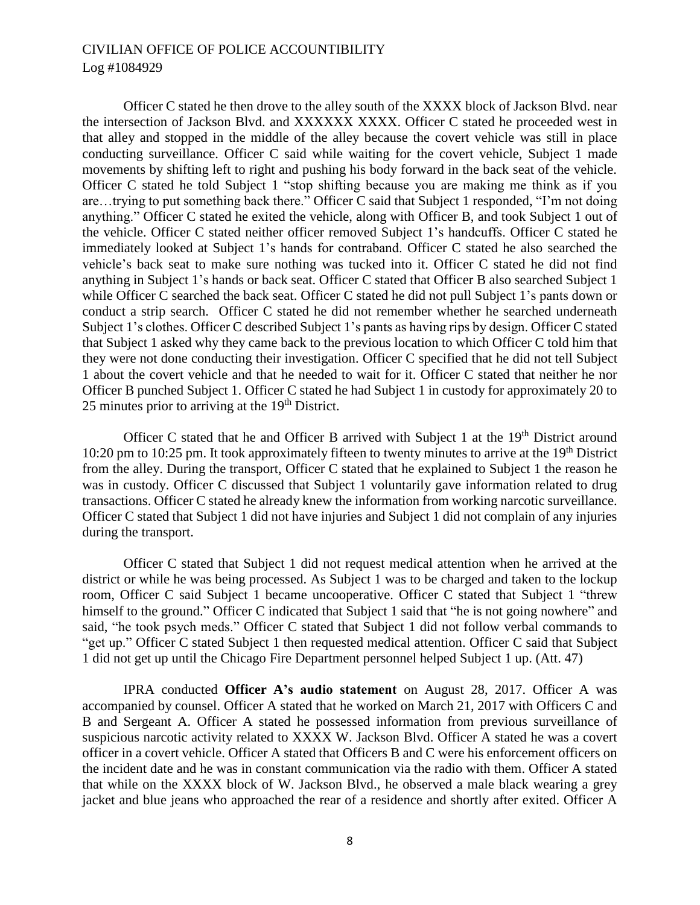Officer C stated he then drove to the alley south of the XXXX block of Jackson Blvd. near the intersection of Jackson Blvd. and XXXXXX XXXX. Officer C stated he proceeded west in that alley and stopped in the middle of the alley because the covert vehicle was still in place conducting surveillance. Officer C said while waiting for the covert vehicle, Subject 1 made movements by shifting left to right and pushing his body forward in the back seat of the vehicle. Officer C stated he told Subject 1 "stop shifting because you are making me think as if you are…trying to put something back there." Officer C said that Subject 1 responded, "I'm not doing anything." Officer C stated he exited the vehicle, along with Officer B, and took Subject 1 out of the vehicle. Officer C stated neither officer removed Subject 1's handcuffs. Officer C stated he immediately looked at Subject 1's hands for contraband. Officer C stated he also searched the vehicle's back seat to make sure nothing was tucked into it. Officer C stated he did not find anything in Subject 1's hands or back seat. Officer C stated that Officer B also searched Subject 1 while Officer C searched the back seat. Officer C stated he did not pull Subject 1's pants down or conduct a strip search. Officer C stated he did not remember whether he searched underneath Subject 1's clothes. Officer C described Subject 1's pants as having rips by design. Officer C stated that Subject 1 asked why they came back to the previous location to which Officer C told him that they were not done conducting their investigation. Officer C specified that he did not tell Subject 1 about the covert vehicle and that he needed to wait for it. Officer C stated that neither he nor Officer B punched Subject 1. Officer C stated he had Subject 1 in custody for approximately 20 to 25 minutes prior to arriving at the 19th District.

Officer C stated that he and Officer B arrived with Subject 1 at the 19th District around 10:20 pm to 10:25 pm. It took approximately fifteen to twenty minutes to arrive at the 19th District from the alley. During the transport, Officer C stated that he explained to Subject 1 the reason he was in custody. Officer C discussed that Subject 1 voluntarily gave information related to drug transactions. Officer C stated he already knew the information from working narcotic surveillance. Officer C stated that Subject 1 did not have injuries and Subject 1 did not complain of any injuries during the transport.

Officer C stated that Subject 1 did not request medical attention when he arrived at the district or while he was being processed. As Subject 1 was to be charged and taken to the lockup room, Officer C said Subject 1 became uncooperative. Officer C stated that Subject 1 "threw himself to the ground." Officer C indicated that Subject 1 said that "he is not going nowhere" and said, "he took psych meds." Officer C stated that Subject 1 did not follow verbal commands to "get up." Officer C stated Subject 1 then requested medical attention. Officer C said that Subject 1 did not get up until the Chicago Fire Department personnel helped Subject 1 up. (Att. 47)

IPRA conducted **Officer A's audio statement** on August 28, 2017. Officer A was accompanied by counsel. Officer A stated that he worked on March 21, 2017 with Officers C and B and Sergeant A. Officer A stated he possessed information from previous surveillance of suspicious narcotic activity related to XXXX W. Jackson Blvd. Officer A stated he was a covert officer in a covert vehicle. Officer A stated that Officers B and C were his enforcement officers on the incident date and he was in constant communication via the radio with them. Officer A stated that while on the XXXX block of W. Jackson Blvd., he observed a male black wearing a grey jacket and blue jeans who approached the rear of a residence and shortly after exited. Officer A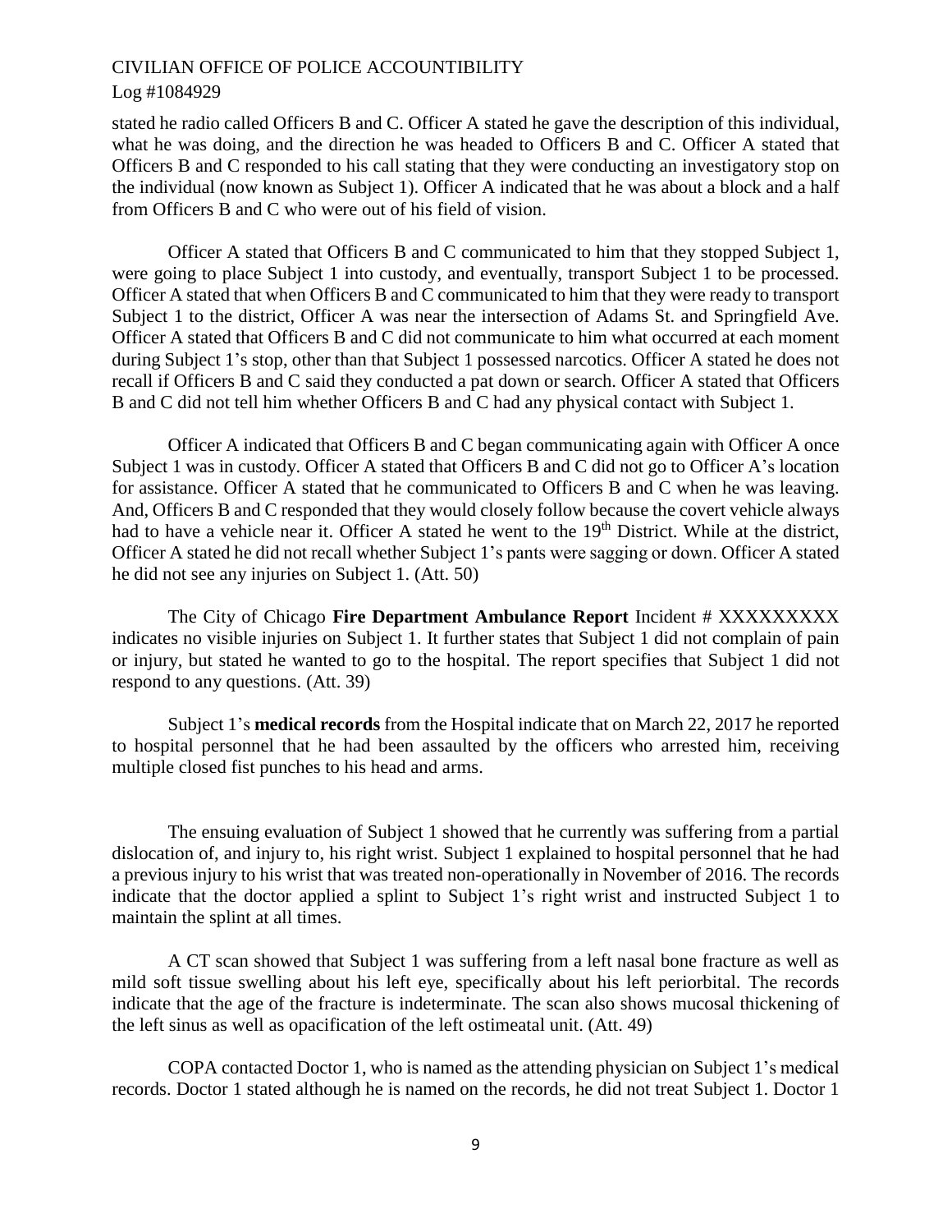stated he radio called Officers B and C. Officer A stated he gave the description of this individual, what he was doing, and the direction he was headed to Officers B and C. Officer A stated that Officers B and C responded to his call stating that they were conducting an investigatory stop on the individual (now known as Subject 1). Officer A indicated that he was about a block and a half from Officers B and C who were out of his field of vision.

Officer A stated that Officers B and C communicated to him that they stopped Subject 1, were going to place Subject 1 into custody, and eventually, transport Subject 1 to be processed. Officer A stated that when Officers B and C communicated to him that they were ready to transport Subject 1 to the district, Officer A was near the intersection of Adams St. and Springfield Ave. Officer A stated that Officers B and C did not communicate to him what occurred at each moment during Subject 1's stop, other than that Subject 1 possessed narcotics. Officer A stated he does not recall if Officers B and C said they conducted a pat down or search. Officer A stated that Officers B and C did not tell him whether Officers B and C had any physical contact with Subject 1.

Officer A indicated that Officers B and C began communicating again with Officer A once Subject 1 was in custody. Officer A stated that Officers B and C did not go to Officer A's location for assistance. Officer A stated that he communicated to Officers B and C when he was leaving. And, Officers B and C responded that they would closely follow because the covert vehicle always had to have a vehicle near it. Officer A stated he went to the 19th District. While at the district, Officer A stated he did not recall whether Subject 1's pants were sagging or down. Officer A stated he did not see any injuries on Subject 1. (Att. 50)

The City of Chicago **Fire Department Ambulance Report** Incident # XXXXXXXXX indicates no visible injuries on Subject 1. It further states that Subject 1 did not complain of pain or injury, but stated he wanted to go to the hospital. The report specifies that Subject 1 did not respond to any questions. (Att. 39)

Subject 1's **medical records** from the Hospital indicate that on March 22, 2017 he reported to hospital personnel that he had been assaulted by the officers who arrested him, receiving multiple closed fist punches to his head and arms.

The ensuing evaluation of Subject 1 showed that he currently was suffering from a partial dislocation of, and injury to, his right wrist. Subject 1 explained to hospital personnel that he had a previous injury to his wrist that was treated non-operationally in November of 2016. The records indicate that the doctor applied a splint to Subject 1's right wrist and instructed Subject 1 to maintain the splint at all times.

A CT scan showed that Subject 1 was suffering from a left nasal bone fracture as well as mild soft tissue swelling about his left eye, specifically about his left periorbital. The records indicate that the age of the fracture is indeterminate. The scan also shows mucosal thickening of the left sinus as well as opacification of the left ostimeatal unit. (Att. 49)

COPA contacted Doctor 1, who is named as the attending physician on Subject 1's medical records. Doctor 1 stated although he is named on the records, he did not treat Subject 1. Doctor 1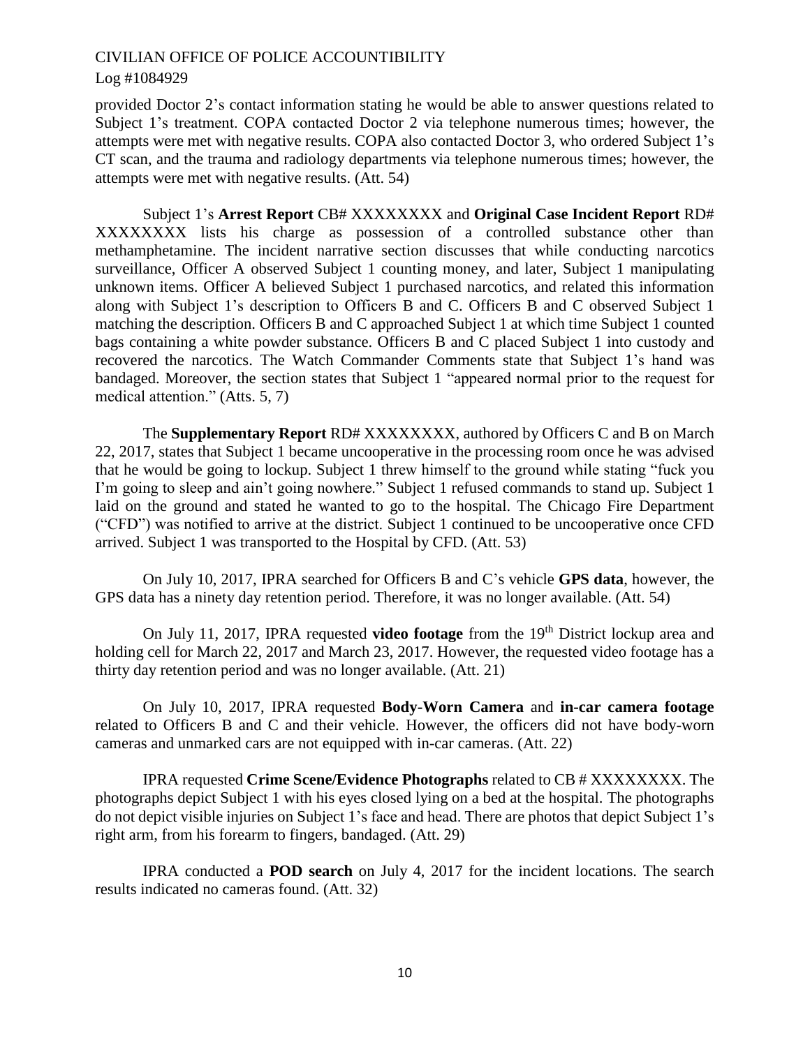provided Doctor 2's contact information stating he would be able to answer questions related to Subject 1's treatment. COPA contacted Doctor 2 via telephone numerous times; however, the attempts were met with negative results. COPA also contacted Doctor 3, who ordered Subject 1's CT scan, and the trauma and radiology departments via telephone numerous times; however, the attempts were met with negative results. (Att. 54)

Subject 1's **Arrest Report** CB# XXXXXXXX and **Original Case Incident Report** RD# XXXXXXXX lists his charge as possession of a controlled substance other than methamphetamine. The incident narrative section discusses that while conducting narcotics surveillance, Officer A observed Subject 1 counting money, and later, Subject 1 manipulating unknown items. Officer A believed Subject 1 purchased narcotics, and related this information along with Subject 1's description to Officers B and C. Officers B and C observed Subject 1 matching the description. Officers B and C approached Subject 1 at which time Subject 1 counted bags containing a white powder substance. Officers B and C placed Subject 1 into custody and recovered the narcotics. The Watch Commander Comments state that Subject 1's hand was bandaged. Moreover, the section states that Subject 1 "appeared normal prior to the request for medical attention." (Atts. 5, 7)

The **Supplementary Report** RD# XXXXXXXX, authored by Officers C and B on March 22, 2017, states that Subject 1 became uncooperative in the processing room once he was advised that he would be going to lockup. Subject 1 threw himself to the ground while stating "fuck you I'm going to sleep and ain't going nowhere." Subject 1 refused commands to stand up. Subject 1 laid on the ground and stated he wanted to go to the hospital. The Chicago Fire Department ("CFD") was notified to arrive at the district. Subject 1 continued to be uncooperative once CFD arrived. Subject 1 was transported to the Hospital by CFD. (Att. 53)

On July 10, 2017, IPRA searched for Officers B and C's vehicle **GPS data**, however, the GPS data has a ninety day retention period. Therefore, it was no longer available. (Att. 54)

On July 11, 2017, IPRA requested **video footage** from the 19th District lockup area and holding cell for March 22, 2017 and March 23, 2017. However, the requested video footage has a thirty day retention period and was no longer available. (Att. 21)

On July 10, 2017, IPRA requested **Body-Worn Camera** and **in-car camera footage** related to Officers B and C and their vehicle. However, the officers did not have body-worn cameras and unmarked cars are not equipped with in-car cameras. (Att. 22)

IPRA requested **Crime Scene/Evidence Photographs** related to CB # XXXXXXXX. The photographs depict Subject 1 with his eyes closed lying on a bed at the hospital. The photographs do not depict visible injuries on Subject 1's face and head. There are photos that depict Subject 1's right arm, from his forearm to fingers, bandaged. (Att. 29)

IPRA conducted a **POD search** on July 4, 2017 for the incident locations. The search results indicated no cameras found. (Att. 32)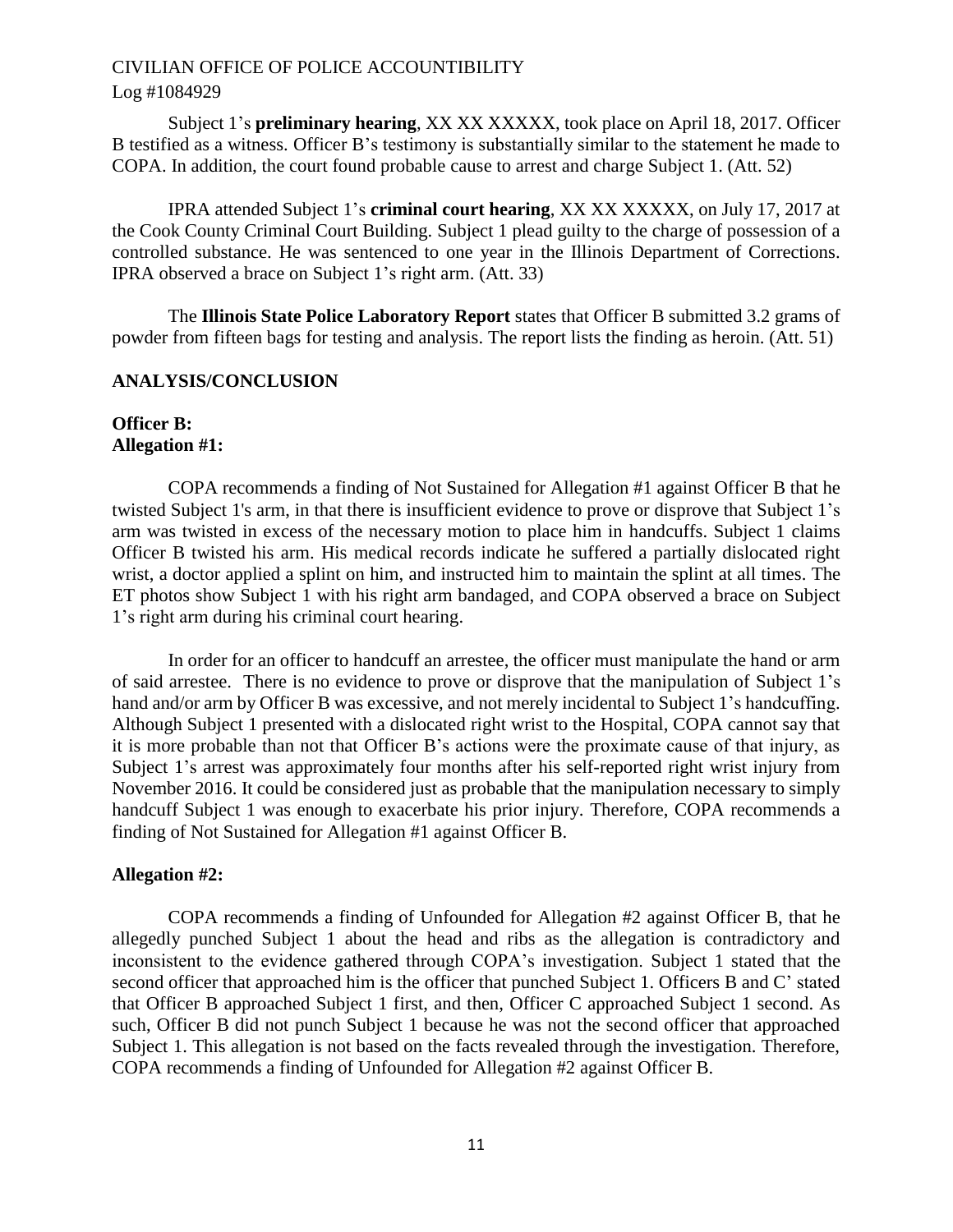Subject 1's **preliminary hearing**, XX XX XXXXX, took place on April 18, 2017. Officer B testified as a witness. Officer B's testimony is substantially similar to the statement he made to COPA. In addition, the court found probable cause to arrest and charge Subject 1. (Att. 52)

IPRA attended Subject 1's **criminal court hearing**, XX XX XXXXX, on July 17, 2017 at the Cook County Criminal Court Building. Subject 1 plead guilty to the charge of possession of a controlled substance. He was sentenced to one year in the Illinois Department of Corrections. IPRA observed a brace on Subject 1's right arm. (Att. 33)

The **Illinois State Police Laboratory Report** states that Officer B submitted 3.2 grams of powder from fifteen bags for testing and analysis. The report lists the finding as heroin. (Att. 51)

## ANALYSIS/CONCLUSION

**Officer B:**
**Allegation #1:**

COPA recommends a finding of Not Sustained for Allegation #1 against Officer B that he twisted Subject 1's arm, in that there is insufficient evidence to prove or disprove that Subject 1's arm was twisted in excess of the necessary motion to place him in handcuffs. Subject 1 claims Officer B twisted his arm. His medical records indicate he suffered a partially dislocated right wrist, a doctor applied a splint on him, and instructed him to maintain the splint at all times. The ET photos show Subject 1 with his right arm bandaged, and COPA observed a brace on Subject 1's right arm during his criminal court hearing.

In order for an officer to handcuff an arrestee, the officer must manipulate the hand or arm of said arrestee. There is no evidence to prove or disprove that the manipulation of Subject 1's hand and/or arm by Officer B was excessive, and not merely incidental to Subject 1's handcuffing. Although Subject 1 presented with a dislocated right wrist to the Hospital, COPA cannot say that it is more probable than not that Officer B's actions were the proximate cause of that injury, as Subject 1's arrest was approximately four months after his self-reported right wrist injury from November 2016. It could be considered just as probable that the manipulation necessary to simply handcuff Subject 1 was enough to exacerbate his prior injury. Therefore, COPA recommends a finding of Not Sustained for Allegation #1 against Officer B.

**Allegation #2:**

COPA recommends a finding of Unfounded for Allegation #2 against Officer B, that he allegedly punched Subject 1 about the head and ribs as the allegation is contradictory and inconsistent to the evidence gathered through COPA's investigation. Subject 1 stated that the second officer that approached him is the officer that punched Subject 1. Officers B and C' stated that Officer B approached Subject 1 first, and then, Officer C approached Subject 1 second. As such, Officer B did not punch Subject 1 because he was not the second officer that approached Subject 1. This allegation is not based on the facts revealed through the investigation. Therefore, COPA recommends a finding of Unfounded for Allegation #2 against Officer B.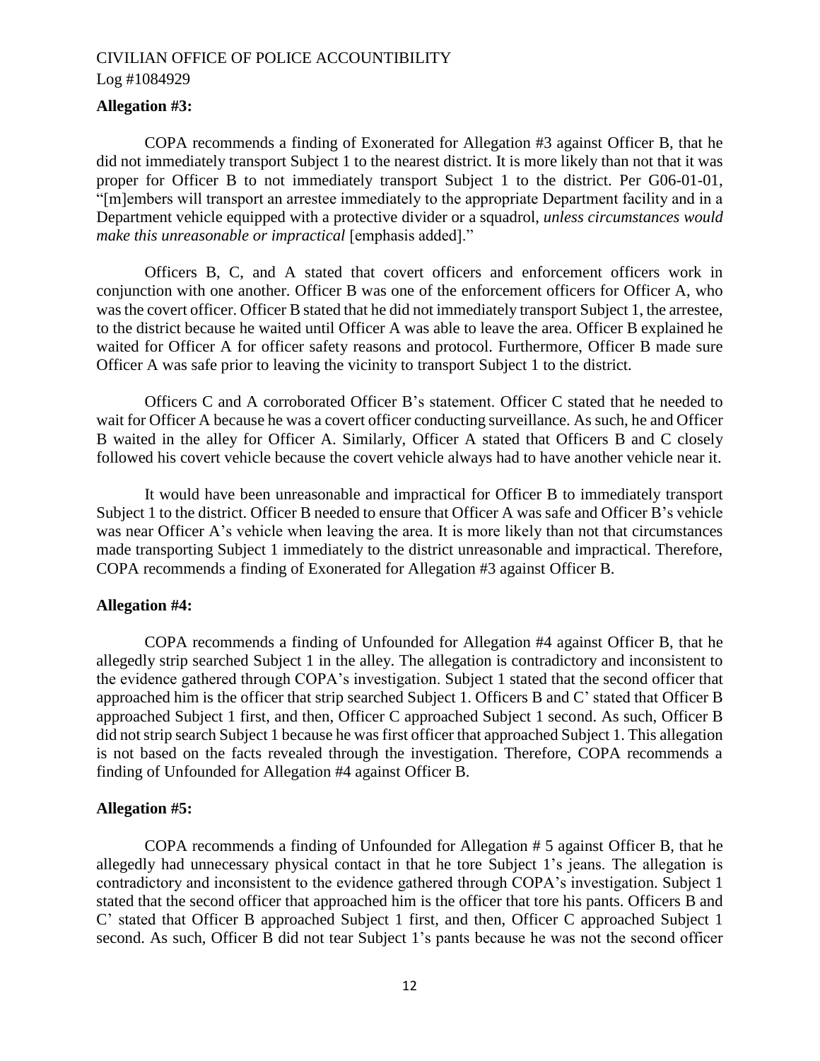**Allegation #3:**

COPA recommends a finding of Exonerated for Allegation #3 against Officer B, that he did not immediately transport Subject 1 to the nearest district. It is more likely than not that it was proper for Officer B to not immediately transport Subject 1 to the district. Per G06-01-01, "[m]embers will transport an arrestee immediately to the appropriate Department facility and in a Department vehicle equipped with a protective divider or a squadrol, *unless circumstances would make this unreasonable or impractical* [emphasis added]."

Officers B, C, and A stated that covert officers and enforcement officers work in conjunction with one another. Officer B was one of the enforcement officers for Officer A, who was the covert officer. Officer B stated that he did not immediately transport Subject 1, the arrestee, to the district because he waited until Officer A was able to leave the area. Officer B explained he waited for Officer A for officer safety reasons and protocol. Furthermore, Officer B made sure Officer A was safe prior to leaving the vicinity to transport Subject 1 to the district.

Officers C and A corroborated Officer B's statement. Officer C stated that he needed to wait for Officer A because he was a covert officer conducting surveillance. As such, he and Officer B waited in the alley for Officer A. Similarly, Officer A stated that Officers B and C closely followed his covert vehicle because the covert vehicle always had to have another vehicle near it.

It would have been unreasonable and impractical for Officer B to immediately transport Subject 1 to the district. Officer B needed to ensure that Officer A was safe and Officer B's vehicle was near Officer A's vehicle when leaving the area. It is more likely than not that circumstances made transporting Subject 1 immediately to the district unreasonable and impractical. Therefore, COPA recommends a finding of Exonerated for Allegation #3 against Officer B.

**Allegation #4:**

COPA recommends a finding of Unfounded for Allegation #4 against Officer B, that he allegedly strip searched Subject 1 in the alley. The allegation is contradictory and inconsistent to the evidence gathered through COPA's investigation. Subject 1 stated that the second officer that approached him is the officer that strip searched Subject 1. Officers B and C' stated that Officer B approached Subject 1 first, and then, Officer C approached Subject 1 second. As such, Officer B did not strip search Subject 1 because he was first officer that approached Subject 1. This allegation is not based on the facts revealed through the investigation. Therefore, COPA recommends a finding of Unfounded for Allegation #4 against Officer B.

**Allegation #5:**

COPA recommends a finding of Unfounded for Allegation # 5 against Officer B, that he allegedly had unnecessary physical contact in that he tore Subject 1's jeans. The allegation is contradictory and inconsistent to the evidence gathered through COPA's investigation. Subject 1 stated that the second officer that approached him is the officer that tore his pants. Officers B and C' stated that Officer B approached Subject 1 first, and then, Officer C approached Subject 1 second. As such, Officer B did not tear Subject 1's pants because he was not the second officer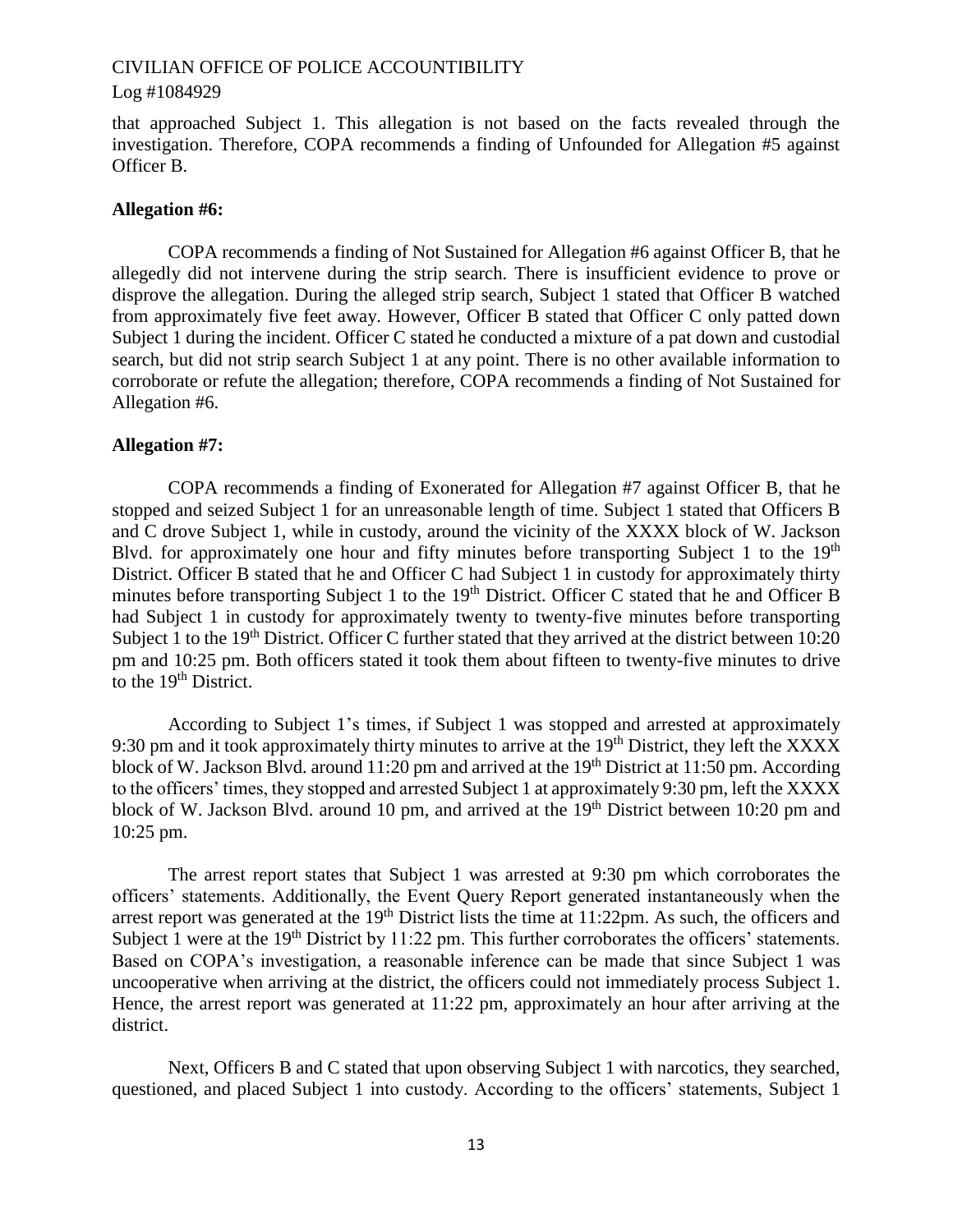that approached Subject 1. This allegation is not based on the facts revealed through the investigation. Therefore, COPA recommends a finding of Unfounded for Allegation #5 against Officer B.

**Allegation #6:**

COPA recommends a finding of Not Sustained for Allegation #6 against Officer B, that he allegedly did not intervene during the strip search. There is insufficient evidence to prove or disprove the allegation. During the alleged strip search, Subject 1 stated that Officer B watched from approximately five feet away. However, Officer B stated that Officer C only patted down Subject 1 during the incident. Officer C stated he conducted a mixture of a pat down and custodial search, but did not strip search Subject 1 at any point. There is no other available information to corroborate or refute the allegation; therefore, COPA recommends a finding of Not Sustained for Allegation #6.

**Allegation #7:**

COPA recommends a finding of Exonerated for Allegation #7 against Officer B, that he stopped and seized Subject 1 for an unreasonable length of time. Subject 1 stated that Officers B and C drove Subject 1, while in custody, around the vicinity of the XXXX block of W. Jackson Blvd. for approximately one hour and fifty minutes before transporting Subject 1 to the 19th District. Officer B stated that he and Officer C had Subject 1 in custody for approximately thirty minutes before transporting Subject 1 to the 19th District. Officer C stated that he and Officer B had Subject 1 in custody for approximately twenty to twenty-five minutes before transporting Subject 1 to the 19th District. Officer C further stated that they arrived at the district between 10:20 pm and 10:25 pm. Both officers stated it took them about fifteen to twenty-five minutes to drive to the 19th District.

According to Subject 1's times, if Subject 1 was stopped and arrested at approximately 9:30 pm and it took approximately thirty minutes to arrive at the 19th District, they left the XXXX block of W. Jackson Blvd. around 11:20 pm and arrived at the 19th District at 11:50 pm. According to the officers' times, they stopped and arrested Subject 1 at approximately 9:30 pm, left the XXXX block of W. Jackson Blvd. around 10 pm, and arrived at the 19th District between 10:20 pm and 10:25 pm.

The arrest report states that Subject 1 was arrested at 9:30 pm which corroborates the officers' statements. Additionally, the Event Query Report generated instantaneously when the arrest report was generated at the 19th District lists the time at 11:22pm. As such, the officers and Subject 1 were at the 19th District by 11:22 pm. This further corroborates the officers' statements. Based on COPA's investigation, a reasonable inference can be made that since Subject 1 was uncooperative when arriving at the district, the officers could not immediately process Subject 1. Hence, the arrest report was generated at 11:22 pm, approximately an hour after arriving at the district.

Next, Officers B and C stated that upon observing Subject 1 with narcotics, they searched, questioned, and placed Subject 1 into custody. According to the officers' statements, Subject 1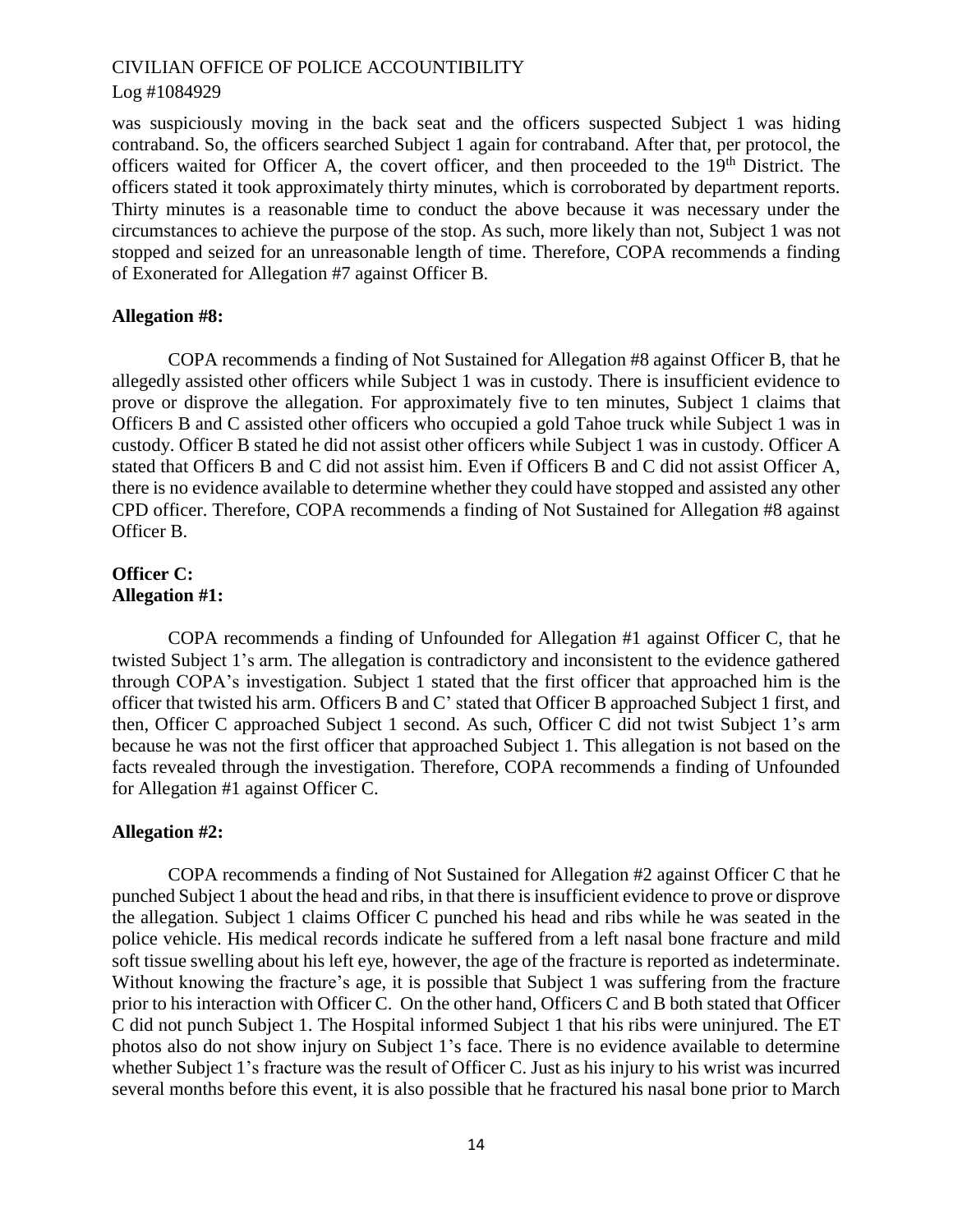was suspiciously moving in the back seat and the officers suspected Subject 1 was hiding contraband. So, the officers searched Subject 1 again for contraband. After that, per protocol, the officers waited for Officer A, the covert officer, and then proceeded to the 19th District. The officers stated it took approximately thirty minutes, which is corroborated by department reports. Thirty minutes is a reasonable time to conduct the above because it was necessary under the circumstances to achieve the purpose of the stop. As such, more likely than not, Subject 1 was not stopped and seized for an unreasonable length of time. Therefore, COPA recommends a finding of Exonerated for Allegation #7 against Officer B.

**Allegation #8:**

COPA recommends a finding of Not Sustained for Allegation #8 against Officer B, that he allegedly assisted other officers while Subject 1 was in custody. There is insufficient evidence to prove or disprove the allegation. For approximately five to ten minutes, Subject 1 claims that Officers B and C assisted other officers who occupied a gold Tahoe truck while Subject 1 was in custody. Officer B stated he did not assist other officers while Subject 1 was in custody. Officer A stated that Officers B and C did not assist him. Even if Officers B and C did not assist Officer A, there is no evidence available to determine whether they could have stopped and assisted any other CPD officer. Therefore, COPA recommends a finding of Not Sustained for Allegation #8 against Officer B.

**Officer C:**
**Allegation #1:**

COPA recommends a finding of Unfounded for Allegation #1 against Officer C, that he twisted Subject 1's arm. The allegation is contradictory and inconsistent to the evidence gathered through COPA's investigation. Subject 1 stated that the first officer that approached him is the officer that twisted his arm. Officers B and C' stated that Officer B approached Subject 1 first, and then, Officer C approached Subject 1 second. As such, Officer C did not twist Subject 1's arm because he was not the first officer that approached Subject 1. This allegation is not based on the facts revealed through the investigation. Therefore, COPA recommends a finding of Unfounded for Allegation #1 against Officer C.

**Allegation #2:**

COPA recommends a finding of Not Sustained for Allegation #2 against Officer C that he punched Subject 1 about the head and ribs, in that there is insufficient evidence to prove or disprove the allegation. Subject 1 claims Officer C punched his head and ribs while he was seated in the police vehicle. His medical records indicate he suffered from a left nasal bone fracture and mild soft tissue swelling about his left eye, however, the age of the fracture is reported as indeterminate. Without knowing the fracture's age, it is possible that Subject 1 was suffering from the fracture prior to his interaction with Officer C. On the other hand, Officers C and B both stated that Officer C did not punch Subject 1. The Hospital informed Subject 1 that his ribs were uninjured. The ET photos also do not show injury on Subject 1's face. There is no evidence available to determine whether Subject 1's fracture was the result of Officer C. Just as his injury to his wrist was incurred several months before this event, it is also possible that he fractured his nasal bone prior to March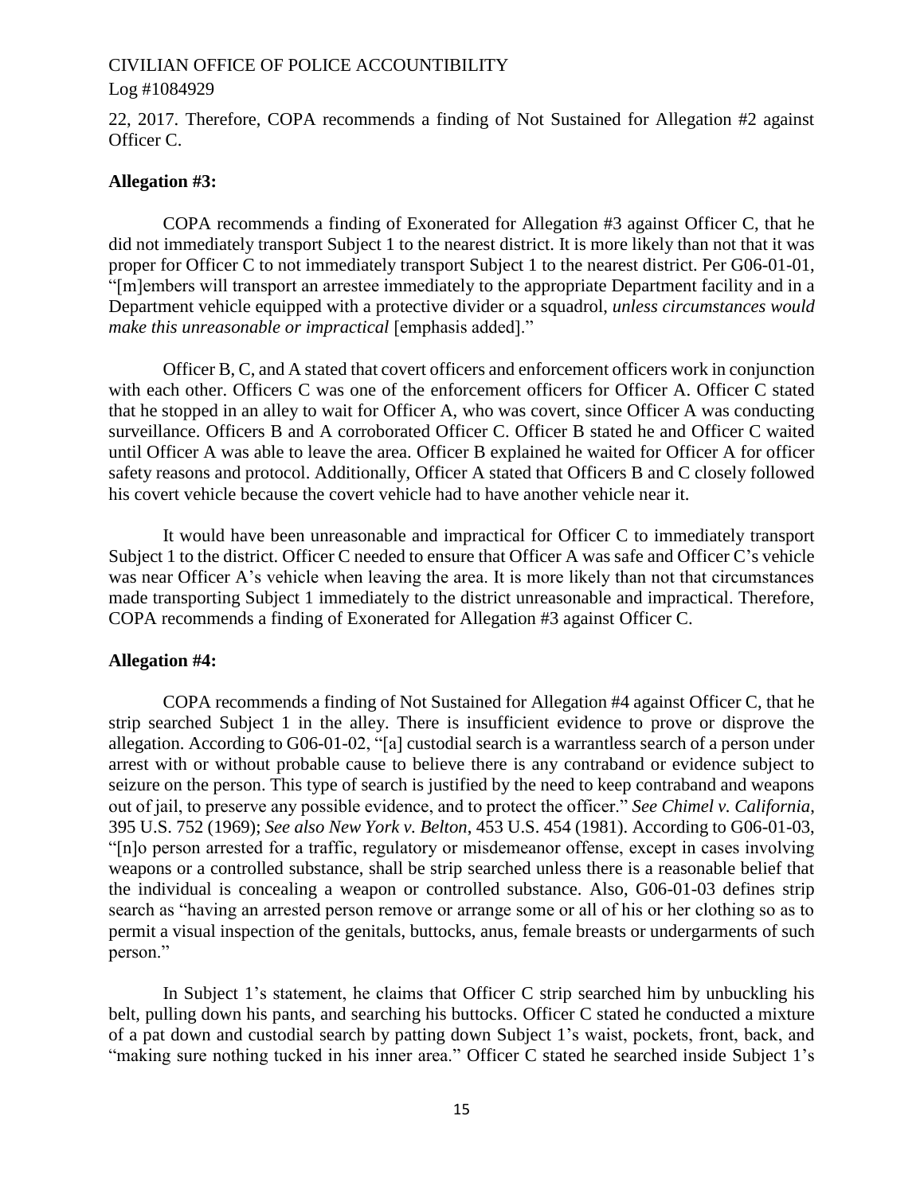22, 2017. Therefore, COPA recommends a finding of Not Sustained for Allegation #2 against Officer C.

**Allegation #3:**

COPA recommends a finding of Exonerated for Allegation #3 against Officer C, that he did not immediately transport Subject 1 to the nearest district. It is more likely than not that it was proper for Officer C to not immediately transport Subject 1 to the nearest district. Per G06-01-01, "[m]embers will transport an arrestee immediately to the appropriate Department facility and in a Department vehicle equipped with a protective divider or a squadrol, *unless circumstances would make this unreasonable or impractical* [emphasis added]."

Officer B, C, and A stated that covert officers and enforcement officers work in conjunction with each other. Officers C was one of the enforcement officers for Officer A. Officer C stated that he stopped in an alley to wait for Officer A, who was covert, since Officer A was conducting surveillance. Officers B and A corroborated Officer C. Officer B stated he and Officer C waited until Officer A was able to leave the area. Officer B explained he waited for Officer A for officer safety reasons and protocol. Additionally, Officer A stated that Officers B and C closely followed his covert vehicle because the covert vehicle had to have another vehicle near it.

It would have been unreasonable and impractical for Officer C to immediately transport Subject 1 to the district. Officer C needed to ensure that Officer A was safe and Officer C's vehicle was near Officer A's vehicle when leaving the area. It is more likely than not that circumstances made transporting Subject 1 immediately to the district unreasonable and impractical. Therefore, COPA recommends a finding of Exonerated for Allegation #3 against Officer C.

**Allegation #4:**

COPA recommends a finding of Not Sustained for Allegation #4 against Officer C, that he strip searched Subject 1 in the alley. There is insufficient evidence to prove or disprove the allegation. According to G06-01-02, "[a] custodial search is a warrantless search of a person under arrest with or without probable cause to believe there is any contraband or evidence subject to seizure on the person. This type of search is justified by the need to keep contraband and weapons out of jail, to preserve any possible evidence, and to protect the officer." *See Chimel v. California*, 395 U.S. 752 (1969); *See also New York v. Belton*, 453 U.S. 454 (1981). According to G06-01-03, "[n]o person arrested for a traffic, regulatory or misdemeanor offense, except in cases involving weapons or a controlled substance, shall be strip searched unless there is a reasonable belief that the individual is concealing a weapon or controlled substance. Also, G06-01-03 defines strip search as "having an arrested person remove or arrange some or all of his or her clothing so as to permit a visual inspection of the genitals, buttocks, anus, female breasts or undergarments of such person."

In Subject 1's statement, he claims that Officer C strip searched him by unbuckling his belt, pulling down his pants, and searching his buttocks. Officer C stated he conducted a mixture of a pat down and custodial search by patting down Subject 1's waist, pockets, front, back, and "making sure nothing tucked in his inner area." Officer C stated he searched inside Subject 1's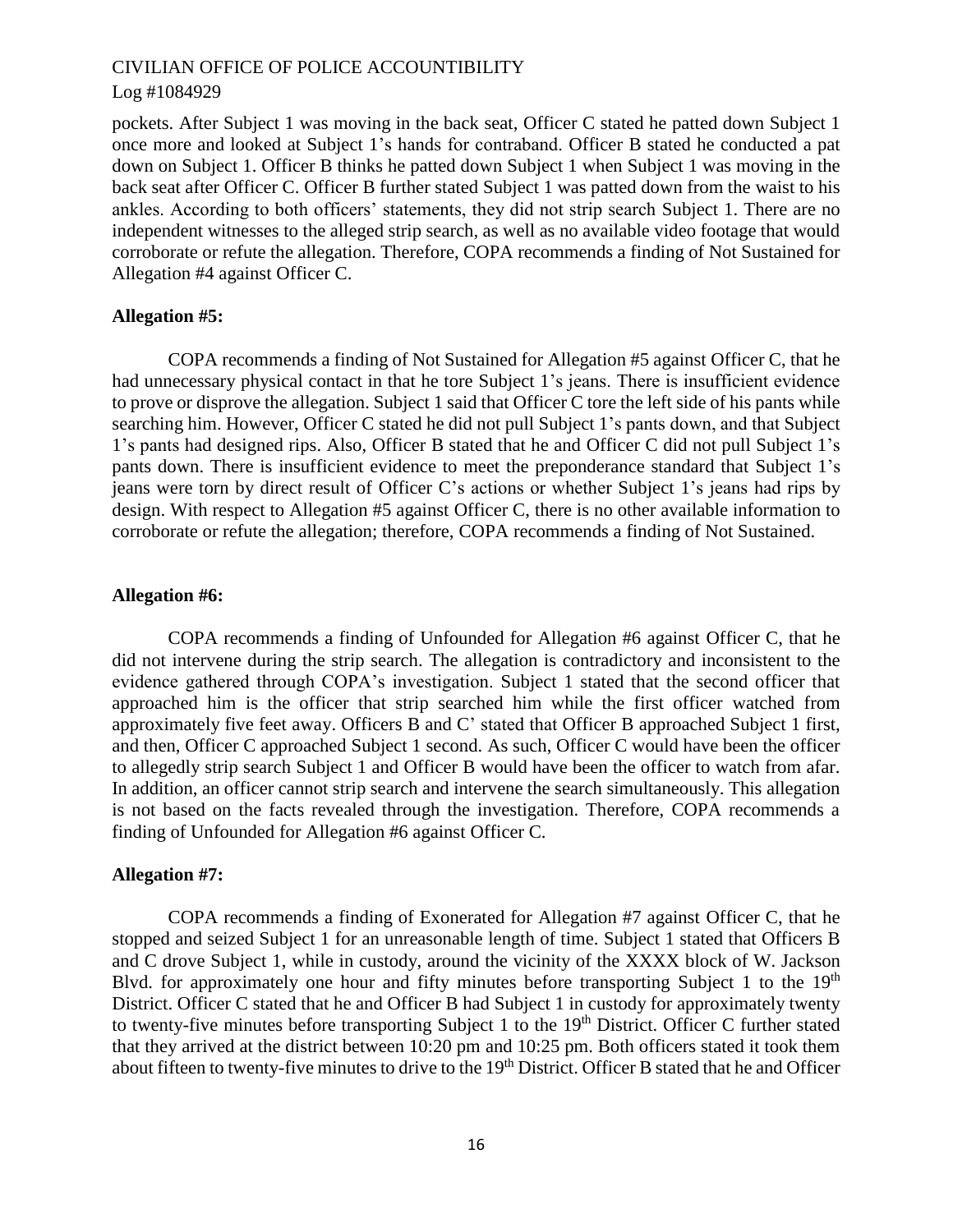pockets. After Subject 1 was moving in the back seat, Officer C stated he patted down Subject 1 once more and looked at Subject 1's hands for contraband. Officer B stated he conducted a pat down on Subject 1. Officer B thinks he patted down Subject 1 when Subject 1 was moving in the back seat after Officer C. Officer B further stated Subject 1 was patted down from the waist to his ankles. According to both officers' statements, they did not strip search Subject 1. There are no independent witnesses to the alleged strip search, as well as no available video footage that would corroborate or refute the allegation. Therefore, COPA recommends a finding of Not Sustained for Allegation #4 against Officer C.

**Allegation #5:**

COPA recommends a finding of Not Sustained for Allegation #5 against Officer C, that he had unnecessary physical contact in that he tore Subject 1's jeans. There is insufficient evidence to prove or disprove the allegation. Subject 1 said that Officer C tore the left side of his pants while searching him. However, Officer C stated he did not pull Subject 1's pants down, and that Subject 1's pants had designed rips. Also, Officer B stated that he and Officer C did not pull Subject 1's pants down. There is insufficient evidence to meet the preponderance standard that Subject 1's jeans were torn by direct result of Officer C's actions or whether Subject 1's jeans had rips by design. With respect to Allegation #5 against Officer C, there is no other available information to corroborate or refute the allegation; therefore, COPA recommends a finding of Not Sustained.

**Allegation #6:**

COPA recommends a finding of Unfounded for Allegation #6 against Officer C, that he did not intervene during the strip search. The allegation is contradictory and inconsistent to the evidence gathered through COPA's investigation. Subject 1 stated that the second officer that approached him is the officer that strip searched him while the first officer watched from approximately five feet away. Officers B and C' stated that Officer B approached Subject 1 first, and then, Officer C approached Subject 1 second. As such, Officer C would have been the officer to allegedly strip search Subject 1 and Officer B would have been the officer to watch from afar. In addition, an officer cannot strip search and intervene the search simultaneously. This allegation is not based on the facts revealed through the investigation. Therefore, COPA recommends a finding of Unfounded for Allegation #6 against Officer C.

**Allegation #7:**

COPA recommends a finding of Exonerated for Allegation #7 against Officer C, that he stopped and seized Subject 1 for an unreasonable length of time. Subject 1 stated that Officers B and C drove Subject 1, while in custody, around the vicinity of the XXXX block of W. Jackson Blvd. for approximately one hour and fifty minutes before transporting Subject 1 to the 19th District. Officer C stated that he and Officer B had Subject 1 in custody for approximately twenty to twenty-five minutes before transporting Subject 1 to the 19th District. Officer C further stated that they arrived at the district between 10:20 pm and 10:25 pm. Both officers stated it took them about fifteen to twenty-five minutes to drive to the 19th District. Officer B stated that he and Officer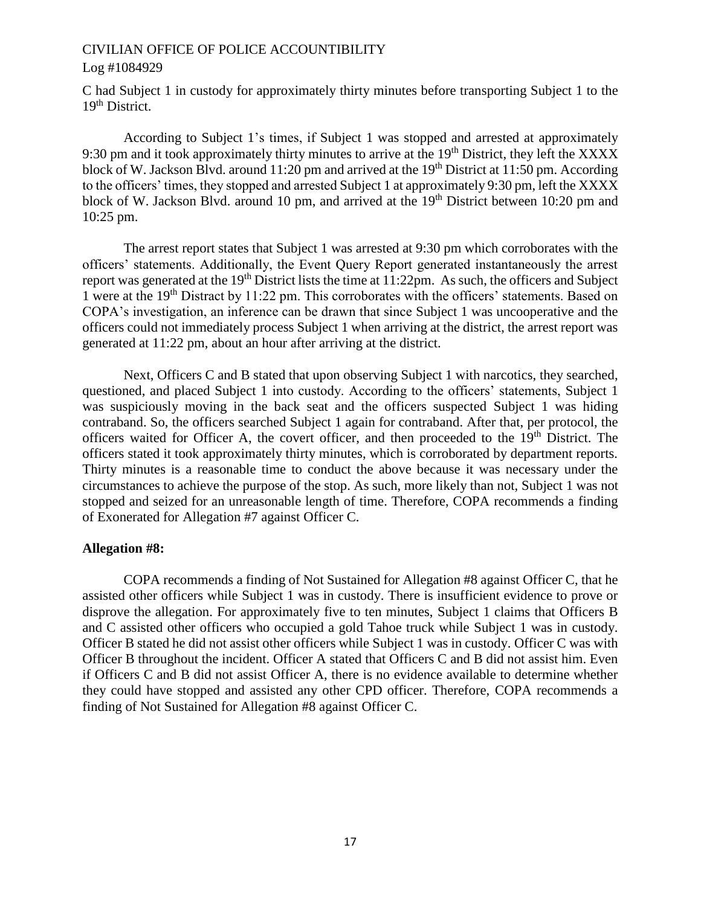C had Subject 1 in custody for approximately thirty minutes before transporting Subject 1 to the 19th District.

According to Subject 1's times, if Subject 1 was stopped and arrested at approximately 9:30 pm and it took approximately thirty minutes to arrive at the 19th District, they left the XXXX block of W. Jackson Blvd. around 11:20 pm and arrived at the 19th District at 11:50 pm. According to the officers' times, they stopped and arrested Subject 1 at approximately 9:30 pm, left the XXXX block of W. Jackson Blvd. around 10 pm, and arrived at the 19th District between 10:20 pm and 10:25 pm.

The arrest report states that Subject 1 was arrested at 9:30 pm which corroborates with the officers' statements. Additionally, the Event Query Report generated instantaneously the arrest report was generated at the 19th District lists the time at 11:22pm. As such, the officers and Subject 1 were at the 19th Distract by 11:22 pm. This corroborates with the officers' statements. Based on COPA's investigation, an inference can be drawn that since Subject 1 was uncooperative and the officers could not immediately process Subject 1 when arriving at the district, the arrest report was generated at 11:22 pm, about an hour after arriving at the district.

Next, Officers C and B stated that upon observing Subject 1 with narcotics, they searched, questioned, and placed Subject 1 into custody. According to the officers' statements, Subject 1 was suspiciously moving in the back seat and the officers suspected Subject 1 was hiding contraband. So, the officers searched Subject 1 again for contraband. After that, per protocol, the officers waited for Officer A, the covert officer, and then proceeded to the 19th District. The officers stated it took approximately thirty minutes, which is corroborated by department reports. Thirty minutes is a reasonable time to conduct the above because it was necessary under the circumstances to achieve the purpose of the stop. As such, more likely than not, Subject 1 was not stopped and seized for an unreasonable length of time. Therefore, COPA recommends a finding of Exonerated for Allegation #7 against Officer C.

**Allegation #8:**

COPA recommends a finding of Not Sustained for Allegation #8 against Officer C, that he assisted other officers while Subject 1 was in custody. There is insufficient evidence to prove or disprove the allegation. For approximately five to ten minutes, Subject 1 claims that Officers B and C assisted other officers who occupied a gold Tahoe truck while Subject 1 was in custody. Officer B stated he did not assist other officers while Subject 1 was in custody. Officer C was with Officer B throughout the incident. Officer A stated that Officers C and B did not assist him. Even if Officers C and B did not assist Officer A, there is no evidence available to determine whether they could have stopped and assisted any other CPD officer. Therefore, COPA recommends a finding of Not Sustained for Allegation #8 against Officer C.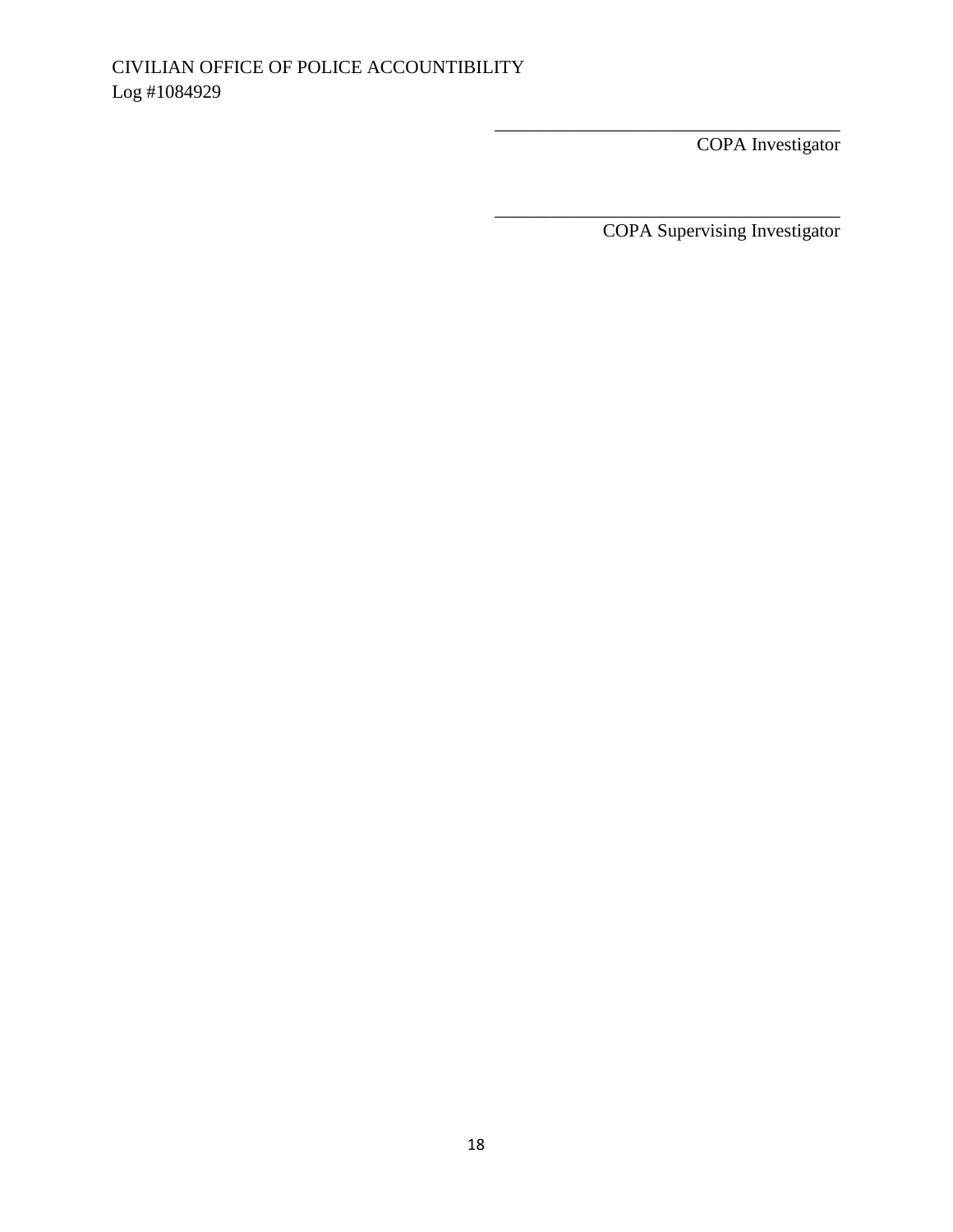______________________________________
COPA Investigator

______________________________________
COPA Supervising Investigator